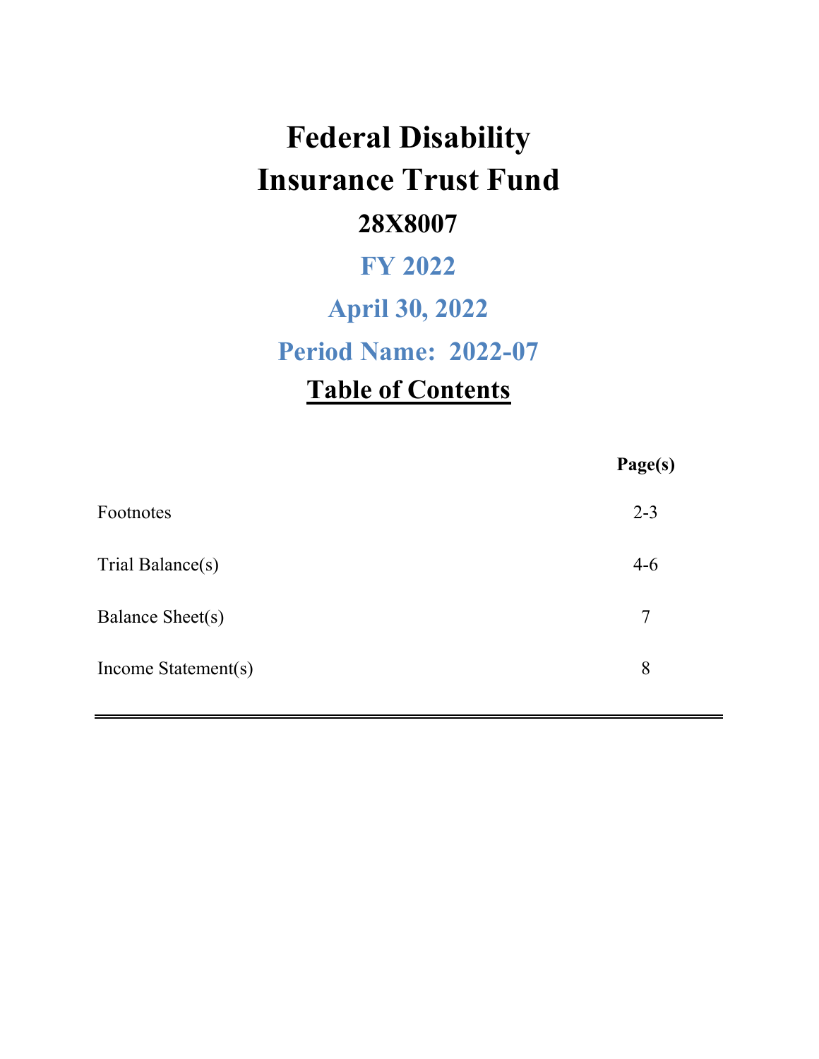# Federal Disability Insurance Trust Fund

## 28X8007

## FY 2022

## April 30, 2022

## Period Name: 2022-07

## Table of Contents

| | Page(s) |
|---|---|
| Footnotes | 2-3 |
| Trial Balance(s) | 4-6 |
| Balance Sheet(s) | 7 |
| Income Statement(s) | 8 |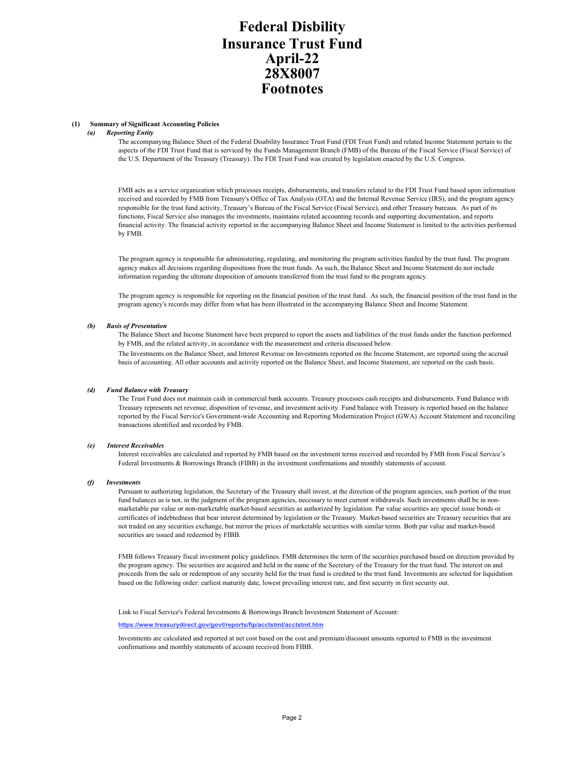# Federal Disbility Insurance Trust Fund April-22 28X8007 Footnotes

**(1) Summary of Significant Accounting Policies**

***(a) Reporting Entity***

The accompanying Balance Sheet of the Federal Disability Insurance Trust Fund (FDI Trust Fund) and related Income Statement pertain to the aspects of the FDI Trust Fund that is serviced by the Funds Management Branch (FMB) of the Bureau of the Fiscal Service (Fiscal Service) of the U.S. Department of the Treasury (Treasury). The FDI Trust Fund was created by legislation enacted by the U.S. Congress.

FMB acts as a service organization which processes receipts, disbursements, and transfers related to the FDI Trust Fund based upon information received and recorded by FMB from Treasury's Office of Tax Analysis (OTA) and the Internal Revenue Service (IRS), and the program agency responsible for the trust fund activity, Treasury's Bureau of the Fiscal Service (Fiscal Service), and other Treasury bureaus. As part of its functions, Fiscal Service also manages the investments, maintains related accounting records and supporting documentation, and reports financial activity. The financial activity reported in the accompanying Balance Sheet and Income Statement is limited to the activities performed by FMB.

The program agency is responsible for administering, regulating, and monitoring the program activities funded by the trust fund. The program agency makes all decisions regarding dispositions from the trust funds. As such, the Balance Sheet and Income Statement do not include information regarding the ultimate disposition of amounts transferred from the trust fund to the program agency.

The program agency is responsible for reporting on the financial position of the trust fund. As such, the financial position of the trust fund in the program agency's records may differ from what has been illustrated in the accompanying Balance Sheet and Income Statement.

***(b) Basis of Presentation***

The Balance Sheet and Income Statement have been prepared to report the assets and liabilities of the trust funds under the function performed by FMB, and the related activity, in accordance with the measurement and criteria discussed below.

The Investments on the Balance Sheet, and Interest Revenue on Investments reported on the Income Statement, are reported using the accrual basis of accounting. All other accounts and activity reported on the Balance Sheet, and Income Statement, are reported on the cash basis.

***(d) Fund Balance with Treasury***

The Trust Fund does not maintain cash in commercial bank accounts. Treasury processes cash receipts and disbursements. Fund Balance with Treasury represents net revenue, disposition of revenue, and investment activity. Fund balance with Treasury is reported based on the balance reported by the Fiscal Service's Government-wide Accounting and Reporting Modernization Project (GWA) Account Statement and reconciling transactions identified and recorded by FMB.

***(e) Interest Receivables***

Interest receivables are calculated and reported by FMB based on the investment terms received and recorded by FMB from Fiscal Service's Federal Investments & Borrowings Branch (FIBB) in the investment confirmations and monthly statements of account.

***(f) Investments***

Pursuant to authorizing legislation, the Secretary of the Treasury shall invest, at the direction of the program agencies, such portion of the trust fund balances as is not, in the judgment of the program agencies, necessary to meet current withdrawals. Such investments shall be in non-marketable par value or non-marketable market-based securities as authorized by legislation. Par value securities are special issue bonds or certificates of indebtedness that bear interest determined by legislation or the Treasury. Market-based securities are Treasury securities that are not traded on any securities exchange, but mirror the prices of marketable securities with similar terms. Both par value and market-based securities are issued and redeemed by FIBB.

FMB follows Treasury fiscal investment policy guidelines. FMB determines the term of the securities purchased based on direction provided by the program agency. The securities are acquired and held in the name of the Secretary of the Treasury for the trust fund. The interest on and proceeds from the sale or redemption of any security held for the trust fund is credited to the trust fund. Investments are selected for liquidation based on the following order: earliest maturity date, lowest prevailing interest rate, and first security in first security out.

Link to Fiscal Service's Federal Investments & Borrowings Branch Investment Statement of Account:

**https://www.treasurydirect.gov/govt/reports/fip/acctstmt/acctstmt.htm**

Investments are calculated and reported at net cost based on the cost and premium/discount amounts reported to FMB in the investment confirmations and monthly statements of account received from FIBB.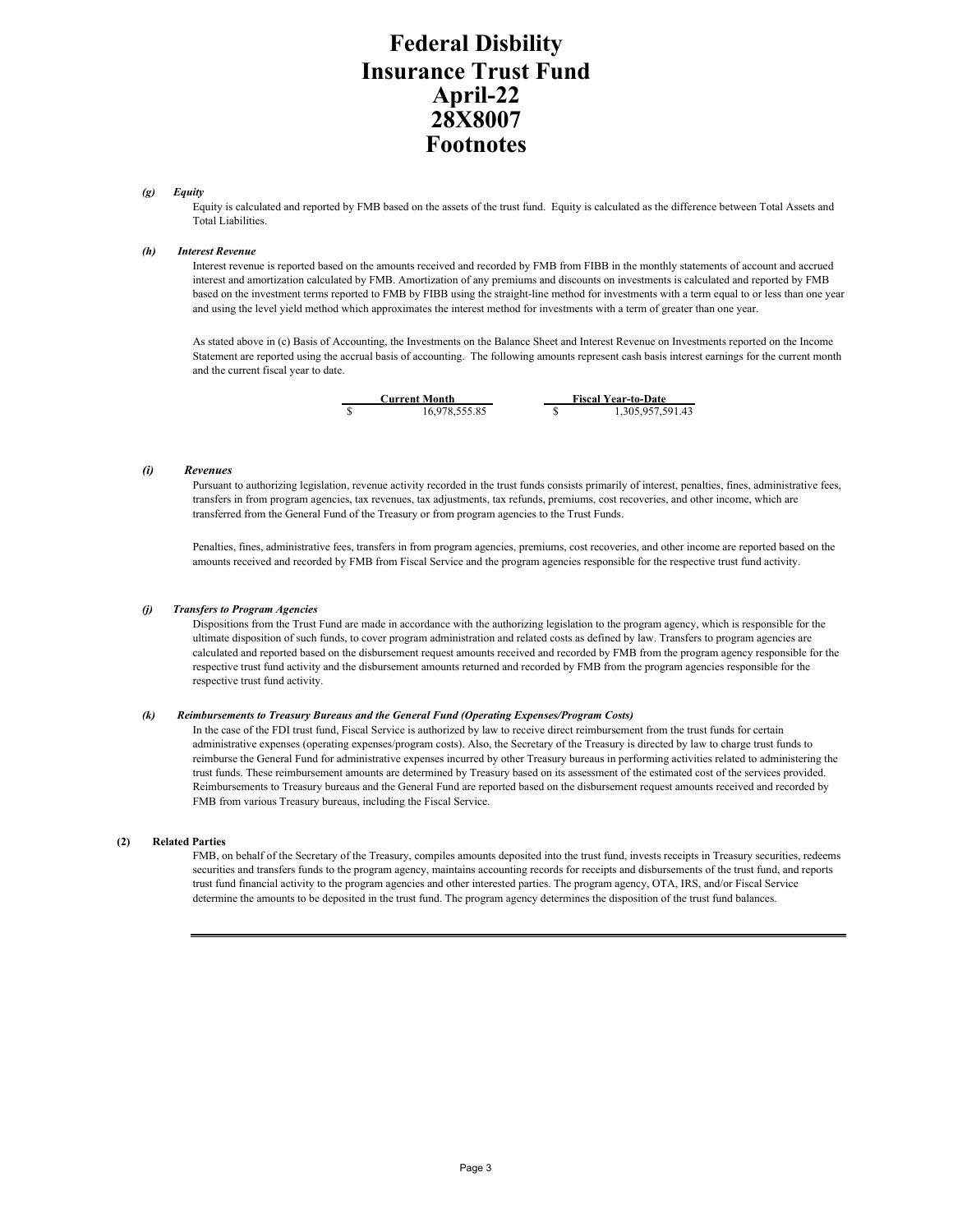# Federal Disbility Insurance Trust Fund April-22 28X8007 Footnotes

***(g) Equity***

Equity is calculated and reported by FMB based on the assets of the trust fund. Equity is calculated as the difference between Total Assets and Total Liabilities.

***(h) Interest Revenue***

Interest revenue is reported based on the amounts received and recorded by FMB from FIBB in the monthly statements of account and accrued interest and amortization calculated by FMB. Amortization of any premiums and discounts on investments is calculated and reported by FMB based on the investment terms reported to FMB by FIBB using the straight-line method for investments with a term equal to or less than one year and using the level yield method which approximates the interest method for investments with a term of greater than one year.

As stated above in (c) Basis of Accounting, the Investments on the Balance Sheet and Interest Revenue on Investments reported on the Income Statement are reported using the accrual basis of accounting. The following amounts represent cash basis interest earnings for the current month and the current fiscal year to date.

| Current Month | Fiscal Year-to-Date |
|---|---|
| $ 16,978,555.85 | $ 1,305,957,591.43 |

***(i) Revenues***

Pursuant to authorizing legislation, revenue activity recorded in the trust funds consists primarily of interest, penalties, fines, administrative fees, transfers in from program agencies, tax revenues, tax adjustments, tax refunds, premiums, cost recoveries, and other income, which are transferred from the General Fund of the Treasury or from program agencies to the Trust Funds.

Penalties, fines, administrative fees, transfers in from program agencies, premiums, cost recoveries, and other income are reported based on the amounts received and recorded by FMB from Fiscal Service and the program agencies responsible for the respective trust fund activity.

***(j) Transfers to Program Agencies***

Dispositions from the Trust Fund are made in accordance with the authorizing legislation to the program agency, which is responsible for the ultimate disposition of such funds, to cover program administration and related costs as defined by law. Transfers to program agencies are calculated and reported based on the disbursement request amounts received and recorded by FMB from the program agency responsible for the respective trust fund activity and the disbursement amounts returned and recorded by FMB from the program agencies responsible for the respective trust fund activity.

***(k) Reimbursements to Treasury Bureaus and the General Fund (Operating Expenses/Program Costs)***

In the case of the FDI trust fund, Fiscal Service is authorized by law to receive direct reimbursement from the trust funds for certain administrative expenses (operating expenses/program costs). Also, the Secretary of the Treasury is directed by law to charge trust funds to reimburse the General Fund for administrative expenses incurred by other Treasury bureaus in performing activities related to administering the trust funds. These reimbursement amounts are determined by Treasury based on its assessment of the estimated cost of the services provided. Reimbursements to Treasury bureaus and the General Fund are reported based on the disbursement request amounts received and recorded by FMB from various Treasury bureaus, including the Fiscal Service.

**(2) Related Parties**

FMB, on behalf of the Secretary of the Treasury, compiles amounts deposited into the trust fund, invests receipts in Treasury securities, redeems securities and transfers funds to the program agency, maintains accounting records for receipts and disbursements of the trust fund, and reports trust fund financial activity to the program agencies and other interested parties. The program agency, OTA, IRS, and/or Fiscal Service determine the amounts to be deposited in the trust fund. The program agency determines the disposition of the trust fund balances.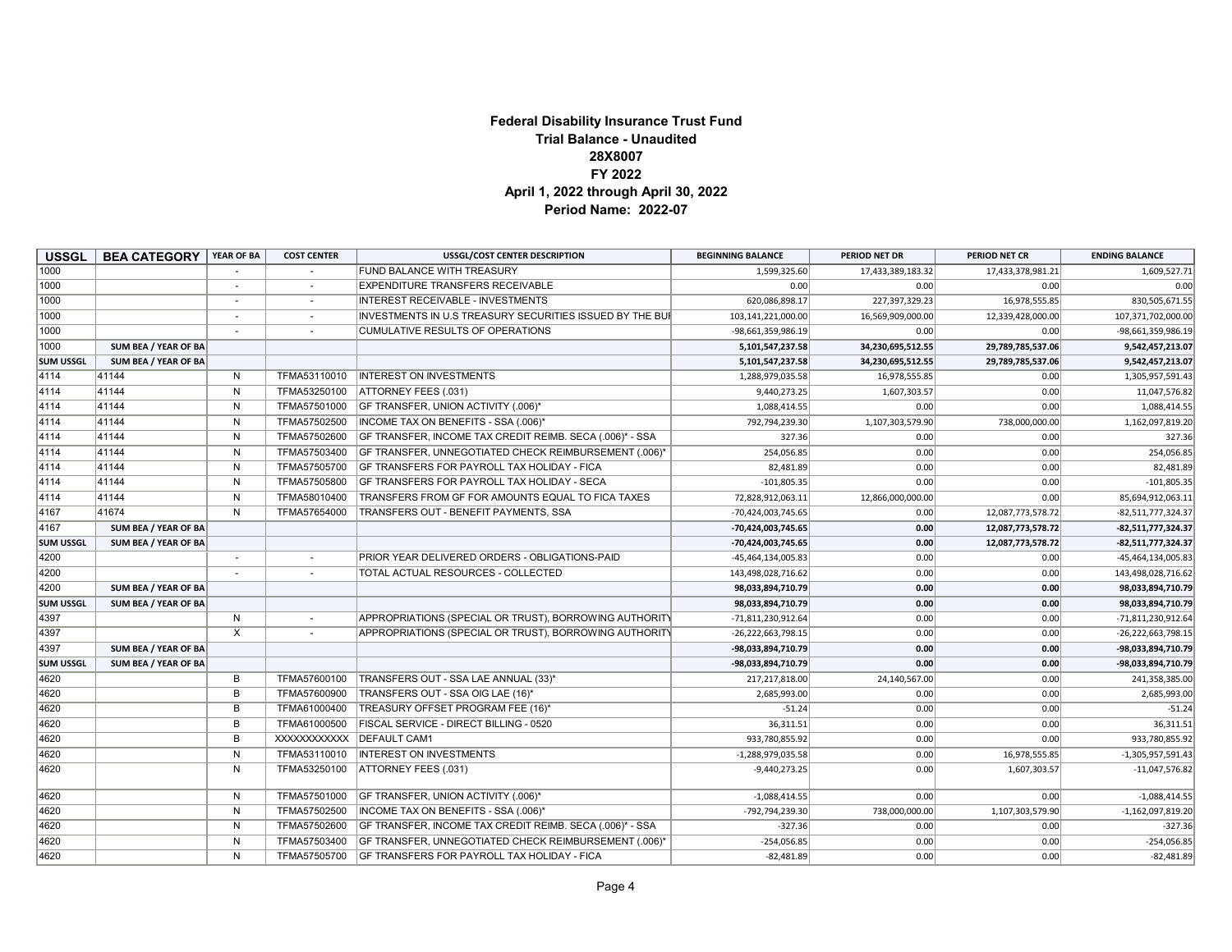# Federal Disability Insurance Trust Fund
## Trial Balance - Unaudited
## 28X8007
## FY 2022
## April 1, 2022 through April 30, 2022
## Period Name: 2022-07

| USSGL | BEA CATEGORY | YEAR OF BA | COST CENTER | USSGL/COST CENTER DESCRIPTION | BEGINNING BALANCE | PERIOD NET DR | PERIOD NET CR | ENDING BALANCE |
|---|---|---|---|---|---|---|---|---|
| 1000 | | - | - | FUND BALANCE WITH TREASURY | 1,599,325.60 | 17,433,389,183.32 | 17,433,378,981.21 | 1,609,527.71 |
| 1000 | | - | - | EXPENDITURE TRANSFERS RECEIVABLE | 0.00 | 0.00 | 0.00 | 0.00 |
| 1000 | | - | - | INTEREST RECEIVABLE - INVESTMENTS | 620,086,898.17 | 227,397,329.23 | 16,978,555.85 | 830,505,671.55 |
| 1000 | | - | - | INVESTMENTS IN U.S TREASURY SECURITIES ISSUED BY THE BUI | 103,141,221,000.00 | 16,569,909,000.00 | 12,339,428,000.00 | 107,371,702,000.00 |
| 1000 | | - | - | CUMULATIVE RESULTS OF OPERATIONS | -98,661,359,986.19 | 0.00 | 0.00 | -98,661,359,986.19 |
| 1000 | SUM BEA / YEAR OF BA | | | | 5,101,547,237.58 | 34,230,695,512.55 | 29,789,785,537.06 | 9,542,457,213.07 |
| SUM USSGL | SUM BEA / YEAR OF BA | | | | 5,101,547,237.58 | 34,230,695,512.55 | 29,789,785,537.06 | 9,542,457,213.07 |
| 4114 | 41144 | N | TFMA53110010 | INTEREST ON INVESTMENTS | 1,288,979,035.58 | 16,978,555.85 | 0.00 | 1,305,957,591.43 |
| 4114 | 41144 | N | TFMA53250100 | ATTORNEY FEES (.031) | 9,440,273.25 | 1,607,303.57 | 0.00 | 11,047,576.82 |
| 4114 | 41144 | N | TFMA57501000 | GF TRANSFER, UNION ACTIVITY (.006)* | 1,088,414.55 | 0.00 | 0.00 | 1,088,414.55 |
| 4114 | 41144 | N | TFMA57502500 | INCOME TAX ON BENEFITS - SSA (.006)* | 792,794,239.30 | 1,107,303,579.90 | 738,000,000.00 | 1,162,097,819.20 |
| 4114 | 41144 | N | TFMA57502600 | GF TRANSFER, INCOME TAX CREDIT REIMB. SECA (.006)* - SSA | 327.36 | 0.00 | 0.00 | 327.36 |
| 4114 | 41144 | N | TFMA57503400 | GF TRANSFER, UNNEGOTIATED CHECK REIMBURSEMENT (.006)* | 254,056.85 | 0.00 | 0.00 | 254,056.85 |
| 4114 | 41144 | N | TFMA57505700 | GF TRANSFERS FOR PAYROLL TAX HOLIDAY - FICA | 82,481.89 | 0.00 | 0.00 | 82,481.89 |
| 4114 | 41144 | N | TFMA57505800 | GF TRANSFERS FOR PAYROLL TAX HOLIDAY - SECA | -101,805.35 | 0.00 | 0.00 | -101,805.35 |
| 4114 | 41144 | N | TFMA58010400 | TRANSFERS FROM GF FOR AMOUNTS EQUAL TO FICA TAXES | 72,828,912,063.11 | 12,866,000,000.00 | 0.00 | 85,694,912,063.11 |
| 4167 | 41674 | N | TFMA57654000 | TRANSFERS OUT - BENEFIT PAYMENTS, SSA | -70,424,003,745.65 | 0.00 | 12,087,773,578.72 | -82,511,777,324.37 |
| 4167 | SUM BEA / YEAR OF BA | | | | -70,424,003,745.65 | 0.00 | 12,087,773,578.72 | -82,511,777,324.37 |
| SUM USSGL | SUM BEA / YEAR OF BA | | | | -70,424,003,745.65 | 0.00 | 12,087,773,578.72 | -82,511,777,324.37 |
| 4200 | | - | - | PRIOR YEAR DELIVERED ORDERS - OBLIGATIONS-PAID | -45,464,134,005.83 | 0.00 | 0.00 | -45,464,134,005.83 |
| 4200 | | - | - | TOTAL ACTUAL RESOURCES - COLLECTED | 143,498,028,716.62 | 0.00 | 0.00 | 143,498,028,716.62 |
| 4200 | SUM BEA / YEAR OF BA | | | | 98,033,894,710.79 | 0.00 | 0.00 | 98,033,894,710.79 |
| SUM USSGL | SUM BEA / YEAR OF BA | | | | 98,033,894,710.79 | 0.00 | 0.00 | 98,033,894,710.79 |
| 4397 | | N | - | APPROPRIATIONS (SPECIAL OR TRUST), BORROWING AUTHORITY | -71,811,230,912.64 | 0.00 | 0.00 | -71,811,230,912.64 |
| 4397 | | X | - | APPROPRIATIONS (SPECIAL OR TRUST), BORROWING AUTHORITY | -26,222,663,798.15 | 0.00 | 0.00 | -26,222,663,798.15 |
| 4397 | SUM BEA / YEAR OF BA | | | | -98,033,894,710.79 | 0.00 | 0.00 | -98,033,894,710.79 |
| SUM USSGL | SUM BEA / YEAR OF BA | | | | -98,033,894,710.79 | 0.00 | 0.00 | -98,033,894,710.79 |
| 4620 | | B | TFMA57600100 | TRANSFERS OUT - SSA LAE ANNUAL (33)* | 217,217,818.00 | 24,140,567.00 | 0.00 | 241,358,385.00 |
| 4620 | | B | TFMA57600900 | TRANSFERS OUT - SSA OIG LAE (16)* | 2,685,993.00 | 0.00 | 0.00 | 2,685,993.00 |
| 4620 | | B | TFMA61000400 | TREASURY OFFSET PROGRAM FEE (16)* | -51.24 | 0.00 | 0.00 | -51.24 |
| 4620 | | B | TFMA61000500 | FISCAL SERVICE - DIRECT BILLING - 0520 | 36,311.51 | 0.00 | 0.00 | 36,311.51 |
| 4620 | | B | XXXXXXXXXXX | DEFAULT CAM1 | 933,780,855.92 | 0.00 | 0.00 | 933,780,855.92 |
| 4620 | | N | TFMA53110010 | INTEREST ON INVESTMENTS | -1,288,979,035.58 | 0.00 | 16,978,555.85 | -1,305,957,591.43 |
| 4620 | | N | TFMA53250100 | ATTORNEY FEES (.031) | -9,440,273.25 | 0.00 | 1,607,303.57 | -11,047,576.82 |
| 4620 | | N | TFMA57501000 | GF TRANSFER, UNION ACTIVITY (.006)* | -1,088,414.55 | 0.00 | 0.00 | -1,088,414.55 |
| 4620 | | N | TFMA57502500 | INCOME TAX ON BENEFITS - SSA (.006)* | -792,794,239.30 | 738,000,000.00 | 1,107,303,579.90 | -1,162,097,819.20 |
| 4620 | | N | TFMA57502600 | GF TRANSFER, INCOME TAX CREDIT REIMB. SECA (.006)* - SSA | -327.36 | 0.00 | 0.00 | -327.36 |
| 4620 | | N | TFMA57503400 | GF TRANSFER, UNNEGOTIATED CHECK REIMBURSEMENT (.006)* | -254,056.85 | 0.00 | 0.00 | -254,056.85 |
| 4620 | | N | TFMA57505700 | GF TRANSFERS FOR PAYROLL TAX HOLIDAY - FICA | -82,481.89 | 0.00 | 0.00 | -82,481.89 |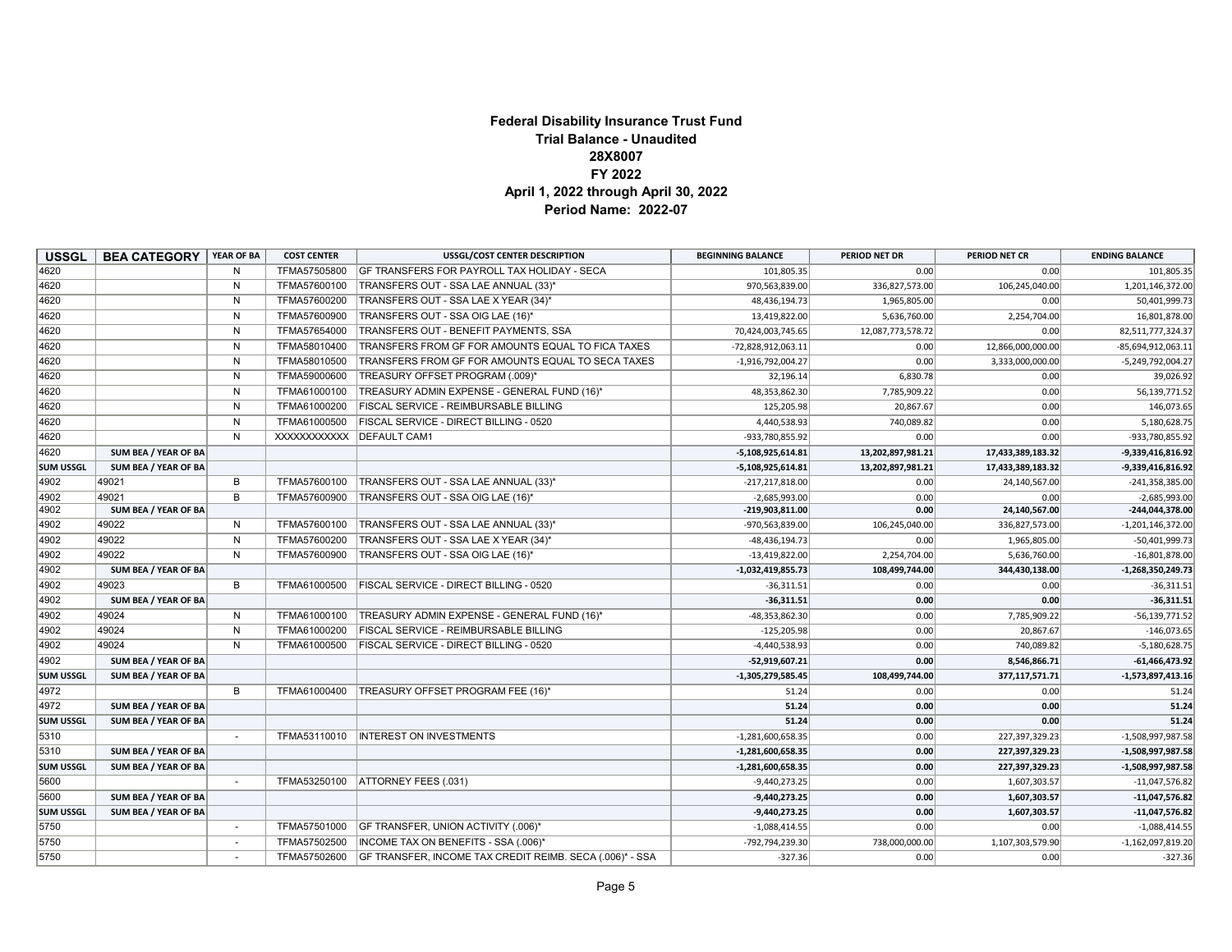**Federal Disability Insurance Trust Fund**
**Trial Balance - Unaudited**
**28X8007**
**FY 2022**
**April 1, 2022 through April 30, 2022**
**Period Name: 2022-07**

| USSGL | BEA CATEGORY | YEAR OF BA | COST CENTER | USSGL/COST CENTER DESCRIPTION | BEGINNING BALANCE | PERIOD NET DR | PERIOD NET CR | ENDING BALANCE |
|---|---|---|---|---|---|---|---|---|
| 4620 | | N | TFMA57505800 | GF TRANSFERS FOR PAYROLL TAX HOLIDAY - SECA | 101,805.35 | 0.00 | 0.00 | 101,805.35 |
| 4620 | | N | TFMA57600100 | TRANSFERS OUT - SSA LAE ANNUAL (33)* | 970,563,839.00 | 336,827,573.00 | 106,245,040.00 | 1,201,146,372.00 |
| 4620 | | N | TFMA57600200 | TRANSFERS OUT - SSA LAE X YEAR (34)* | 48,436,194.73 | 1,965,805.00 | 0.00 | 50,401,999.73 |
| 4620 | | N | TFMA57600900 | TRANSFERS OUT - SSA OIG LAE (16)* | 13,419,822.00 | 5,636,760.00 | 2,254,704.00 | 16,801,878.00 |
| 4620 | | N | TFMA57654000 | TRANSFERS OUT - BENEFIT PAYMENTS, SSA | 70,424,003,745.65 | 12,087,773,578.72 | 0.00 | 82,511,777,324.37 |
| 4620 | | N | TFMA58010400 | TRANSFERS FROM GF FOR AMOUNTS EQUAL TO FICA TAXES | -72,828,912,063.11 | 0.00 | 12,866,000,000.00 | -85,694,912,063.11 |
| 4620 | | N | TFMA58010500 | TRANSFERS FROM GF FOR AMOUNTS EQUAL TO SECA TAXES | -1,916,792,004.27 | 0.00 | 3,333,000,000.00 | -5,249,792,004.27 |
| 4620 | | N | TFMA59000600 | TREASURY OFFSET PROGRAM (.009)* | 32,196.14 | 6,830.78 | 0.00 | 39,026.92 |
| 4620 | | N | TFMA61000100 | TREASURY ADMIN EXPENSE - GENERAL FUND (16)* | 48,353,862.30 | 7,785,909.22 | 0.00 | 56,139,771.52 |
| 4620 | | N | TFMA61000200 | FISCAL SERVICE - REIMBURSABLE BILLING | 125,205.98 | 20,867.67 | 0.00 | 146,073.65 |
| 4620 | | N | TFMA61000500 | FISCAL SERVICE - DIRECT BILLING - 0520 | 4,440,538.93 | 740,089.82 | 0.00 | 5,180,628.75 |
| 4620 | | N | XXXXXXXXXXXX | DEFAULT CAM1 | -933,780,855.92 | 0.00 | 0.00 | -933,780,855.92 |
| 4620 | **SUM BEA / YEAR OF BA** | | | | **-5,108,925,614.81** | **13,202,897,981.21** | **17,433,389,183.32** | **-9,339,416,816.92** |
| **SUM USSGL** | **SUM BEA / YEAR OF BA** | | | | **-5,108,925,614.81** | **13,202,897,981.21** | **17,433,389,183.32** | **-9,339,416,816.92** |
| 4902 | 49021 | B | TFMA57600100 | TRANSFERS OUT - SSA LAE ANNUAL (33)* | -217,217,818.00 | 0.00 | 24,140,567.00 | -241,358,385.00 |
| 4902 | 49021 | B | TFMA57600900 | TRANSFERS OUT - SSA OIG LAE (16)* | -2,685,993.00 | 0.00 | 0.00 | -2,685,993.00 |
| 4902 | **SUM BEA / YEAR OF BA** | | | | **-219,903,811.00** | **0.00** | **24,140,567.00** | **-244,044,378.00** |
| 4902 | 49022 | N | TFMA57600100 | TRANSFERS OUT - SSA LAE ANNUAL (33)* | -970,563,839.00 | 106,245,040.00 | 336,827,573.00 | -1,201,146,372.00 |
| 4902 | 49022 | N | TFMA57600200 | TRANSFERS OUT - SSA LAE X YEAR (34)* | -48,436,194.73 | 0.00 | 1,965,805.00 | -50,401,999.73 |
| 4902 | 49022 | N | TFMA57600900 | TRANSFERS OUT - SSA OIG LAE (16)* | -13,419,822.00 | 2,254,704.00 | 5,636,760.00 | -16,801,878.00 |
| 4902 | **SUM BEA / YEAR OF BA** | | | | **-1,032,419,855.73** | **108,499,744.00** | **344,430,138.00** | **-1,268,350,249.73** |
| 4902 | 49023 | B | TFMA61000500 | FISCAL SERVICE - DIRECT BILLING - 0520 | -36,311.51 | 0.00 | 0.00 | -36,311.51 |
| 4902 | **SUM BEA / YEAR OF BA** | | | | **-36,311.51** | **0.00** | **0.00** | **-36,311.51** |
| 4902 | 49024 | N | TFMA61000100 | TREASURY ADMIN EXPENSE - GENERAL FUND (16)* | -48,353,862.30 | 0.00 | 7,785,909.22 | -56,139,771.52 |
| 4902 | 49024 | N | TFMA61000200 | FISCAL SERVICE - REIMBURSABLE BILLING | -125,205.98 | 0.00 | 20,867.67 | -146,073.65 |
| 4902 | 49024 | N | TFMA61000500 | FISCAL SERVICE - DIRECT BILLING - 0520 | -4,440,538.93 | 0.00 | 740,089.82 | -5,180,628.75 |
| 4902 | **SUM BEA / YEAR OF BA** | | | | **-52,919,607.21** | **0.00** | **8,546,866.71** | **-61,466,473.92** |
| **SUM USSGL** | **SUM BEA / YEAR OF BA** | | | | **-1,305,279,585.45** | **108,499,744.00** | **377,117,571.71** | **-1,573,897,413.16** |
| 4972 | | B | TFMA61000400 | TREASURY OFFSET PROGRAM FEE (16)* | 51.24 | 0.00 | 0.00 | 51.24 |
| 4972 | **SUM BEA / YEAR OF BA** | | | | **51.24** | **0.00** | **0.00** | **51.24** |
| **SUM USSGL** | **SUM BEA / YEAR OF BA** | | | | **51.24** | **0.00** | **0.00** | **51.24** |
| 5310 | | - | TFMA53110010 | INTEREST ON INVESTMENTS | -1,281,600,658.35 | 0.00 | 227,397,329.23 | -1,508,997,987.58 |
| 5310 | **SUM BEA / YEAR OF BA** | | | | **-1,281,600,658.35** | **0.00** | **227,397,329.23** | **-1,508,997,987.58** |
| **SUM USSGL** | **SUM BEA / YEAR OF BA** | | | | **-1,281,600,658.35** | **0.00** | **227,397,329.23** | **-1,508,997,987.58** |
| 5600 | | - | TFMA53250100 | ATTORNEY FEES (.031) | -9,440,273.25 | 0.00 | 1,607,303.57 | -11,047,576.82 |
| 5600 | **SUM BEA / YEAR OF BA** | | | | **-9,440,273.25** | **0.00** | **1,607,303.57** | **-11,047,576.82** |
| **SUM USSGL** | **SUM BEA / YEAR OF BA** | | | | **-9,440,273.25** | **0.00** | **1,607,303.57** | **-11,047,576.82** |
| 5750 | | - | TFMA57501000 | GF TRANSFER, UNION ACTIVITY (.006)* | -1,088,414.55 | 0.00 | 0.00 | -1,088,414.55 |
| 5750 | | - | TFMA57502500 | INCOME TAX ON BENEFITS - SSA (.006)* | -792,794,239.30 | 738,000,000.00 | 1,107,303,579.90 | -1,162,097,819.20 |
| 5750 | | - | TFMA57502600 | GF TRANSFER, INCOME TAX CREDIT REIMB. SECA (.006)* - SSA | -327.36 | 0.00 | 0.00 | -327.36 |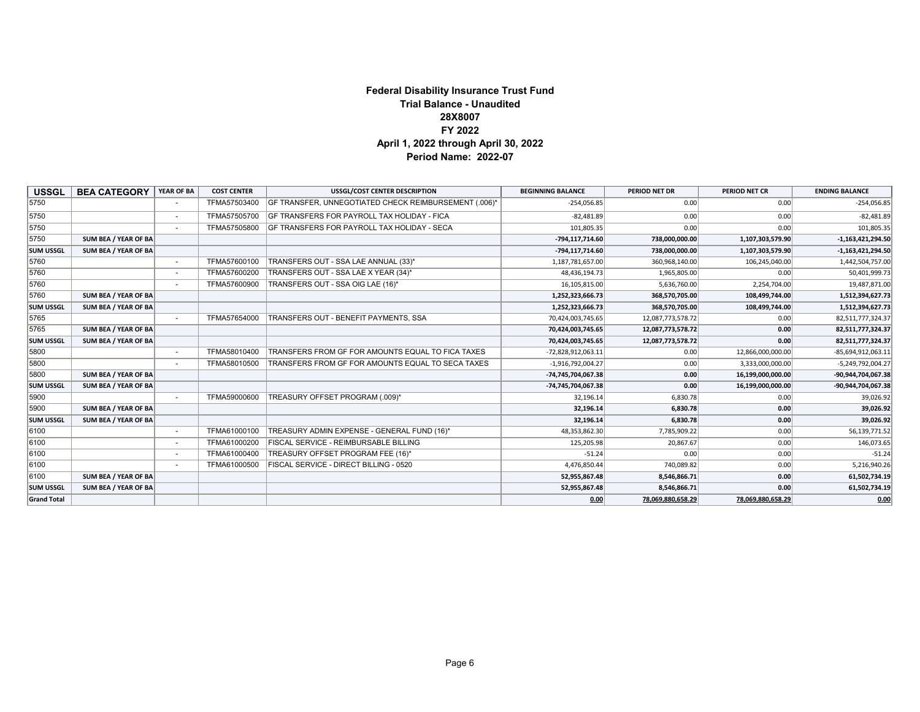**Federal Disability Insurance Trust Fund**
**Trial Balance - Unaudited**
**28X8007**
**FY 2022**
**April 1, 2022 through April 30, 2022**
**Period Name: 2022-07**

| USSGL | BEA CATEGORY | YEAR OF BA | COST CENTER | USSGL/COST CENTER DESCRIPTION | BEGINNING BALANCE | PERIOD NET DR | PERIOD NET CR | ENDING BALANCE |
|---|---|---|---|---|---|---|---|---|
| 5750 | | - | TFMA57503400 | GF TRANSFER, UNNEGOTIATED CHECK REIMBURSEMENT (.006)* | -254,056.85 | 0.00 | 0.00 | -254,056.85 |
| 5750 | | - | TFMA57505700 | GF TRANSFERS FOR PAYROLL TAX HOLIDAY - FICA | -82,481.89 | 0.00 | 0.00 | -82,481.89 |
| 5750 | | - | TFMA57505800 | GF TRANSFERS FOR PAYROLL TAX HOLIDAY - SECA | 101,805.35 | 0.00 | 0.00 | 101,805.35 |
| 5750 | SUM BEA / YEAR OF BA | | | | -794,117,714.60 | 738,000,000.00 | 1,107,303,579.90 | -1,163,421,294.50 |
| SUM USSGL | SUM BEA / YEAR OF BA | | | | -794,117,714.60 | 738,000,000.00 | 1,107,303,579.90 | -1,163,421,294.50 |
| 5760 | | - | TFMA57600100 | TRANSFERS OUT - SSA LAE ANNUAL (33)* | 1,187,781,657.00 | 360,968,140.00 | 106,245,040.00 | 1,442,504,757.00 |
| 5760 | | - | TFMA57600200 | TRANSFERS OUT - SSA LAE X YEAR (34)* | 48,436,194.73 | 1,965,805.00 | 0.00 | 50,401,999.73 |
| 5760 | | - | TFMA57600900 | TRANSFERS OUT - SSA OIG LAE (16)* | 16,105,815.00 | 5,636,760.00 | 2,254,704.00 | 19,487,871.00 |
| 5760 | SUM BEA / YEAR OF BA | | | | 1,252,323,666.73 | 368,570,705.00 | 108,499,744.00 | 1,512,394,627.73 |
| SUM USSGL | SUM BEA / YEAR OF BA | | | | 1,252,323,666.73 | 368,570,705.00 | 108,499,744.00 | 1,512,394,627.73 |
| 5765 | | - | TFMA57654000 | TRANSFERS OUT - BENEFIT PAYMENTS, SSA | 70,424,003,745.65 | 12,087,773,578.72 | 0.00 | 82,511,777,324.37 |
| 5765 | SUM BEA / YEAR OF BA | | | | 70,424,003,745.65 | 12,087,773,578.72 | 0.00 | 82,511,777,324.37 |
| SUM USSGL | SUM BEA / YEAR OF BA | | | | 70,424,003,745.65 | 12,087,773,578.72 | 0.00 | 82,511,777,324.37 |
| 5800 | | - | TFMA58010400 | TRANSFERS FROM GF FOR AMOUNTS EQUAL TO FICA TAXES | -72,828,912,063.11 | 0.00 | 12,866,000,000.00 | -85,694,912,063.11 |
| 5800 | | - | TFMA58010500 | TRANSFERS FROM GF FOR AMOUNTS EQUAL TO SECA TAXES | -1,916,792,004.27 | 0.00 | 3,333,000,000.00 | -5,249,792,004.27 |
| 5800 | SUM BEA / YEAR OF BA | | | | -74,745,704,067.38 | 0.00 | 16,199,000,000.00 | -90,944,704,067.38 |
| SUM USSGL | SUM BEA / YEAR OF BA | | | | -74,745,704,067.38 | 0.00 | 16,199,000,000.00 | -90,944,704,067.38 |
| 5900 | | - | TFMA59000600 | TREASURY OFFSET PROGRAM (.009)* | 32,196.14 | 6,830.78 | 0.00 | 39,026.92 |
| 5900 | SUM BEA / YEAR OF BA | | | | 32,196.14 | 6,830.78 | 0.00 | 39,026.92 |
| SUM USSGL | SUM BEA / YEAR OF BA | | | | 32,196.14 | 6,830.78 | 0.00 | 39,026.92 |
| 6100 | | - | TFMA61000100 | TREASURY ADMIN EXPENSE - GENERAL FUND (16)* | 48,353,862.30 | 7,785,909.22 | 0.00 | 56,139,771.52 |
| 6100 | | - | TFMA61000200 | FISCAL SERVICE - REIMBURSABLE BILLING | 125,205.98 | 20,867.67 | 0.00 | 146,073.65 |
| 6100 | | - | TFMA61000400 | TREASURY OFFSET PROGRAM FEE (16)* | -51.24 | 0.00 | 0.00 | -51.24 |
| 6100 | | - | TFMA61000500 | FISCAL SERVICE - DIRECT BILLING - 0520 | 4,476,850.44 | 740,089.82 | 0.00 | 5,216,940.26 |
| 6100 | SUM BEA / YEAR OF BA | | | | 52,955,867.48 | 8,546,866.71 | 0.00 | 61,502,734.19 |
| SUM USSGL | SUM BEA / YEAR OF BA | | | | 52,955,867.48 | 8,546,866.71 | 0.00 | 61,502,734.19 |
| Grand Total | | | | | 0.00 | 78,069,880,658.29 | 78,069,880,658.29 | 0.00 |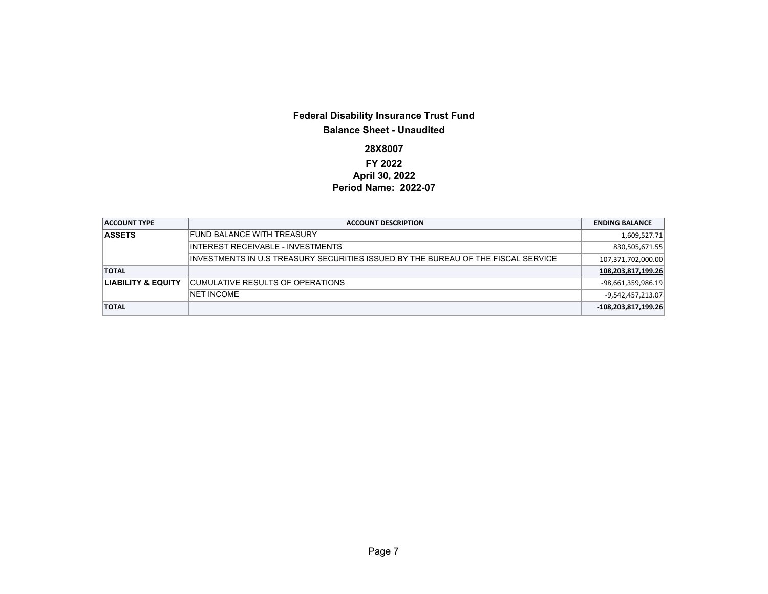**Federal Disability Insurance Trust Fund**

**Balance Sheet - Unaudited**

**28X8007**

**FY 2022**

**April 30, 2022**

**Period Name: 2022-07**

| ACCOUNT TYPE | ACCOUNT DESCRIPTION | ENDING BALANCE |
|---|---|---|
| **ASSETS** | FUND BALANCE WITH TREASURY | 1,609,527.71 |
| | INTEREST RECEIVABLE - INVESTMENTS | 830,505,671.55 |
| | INVESTMENTS IN U.S TREASURY SECURITIES ISSUED BY THE BUREAU OF THE FISCAL SERVICE | 107,371,702,000.00 |
| **TOTAL** | | **108,203,817,199.26** |
| **LIABILITY & EQUITY** | CUMULATIVE RESULTS OF OPERATIONS | -98,661,359,986.19 |
| | NET INCOME | -9,542,457,213.07 |
| **TOTAL** | | **-108,203,817,199.26** |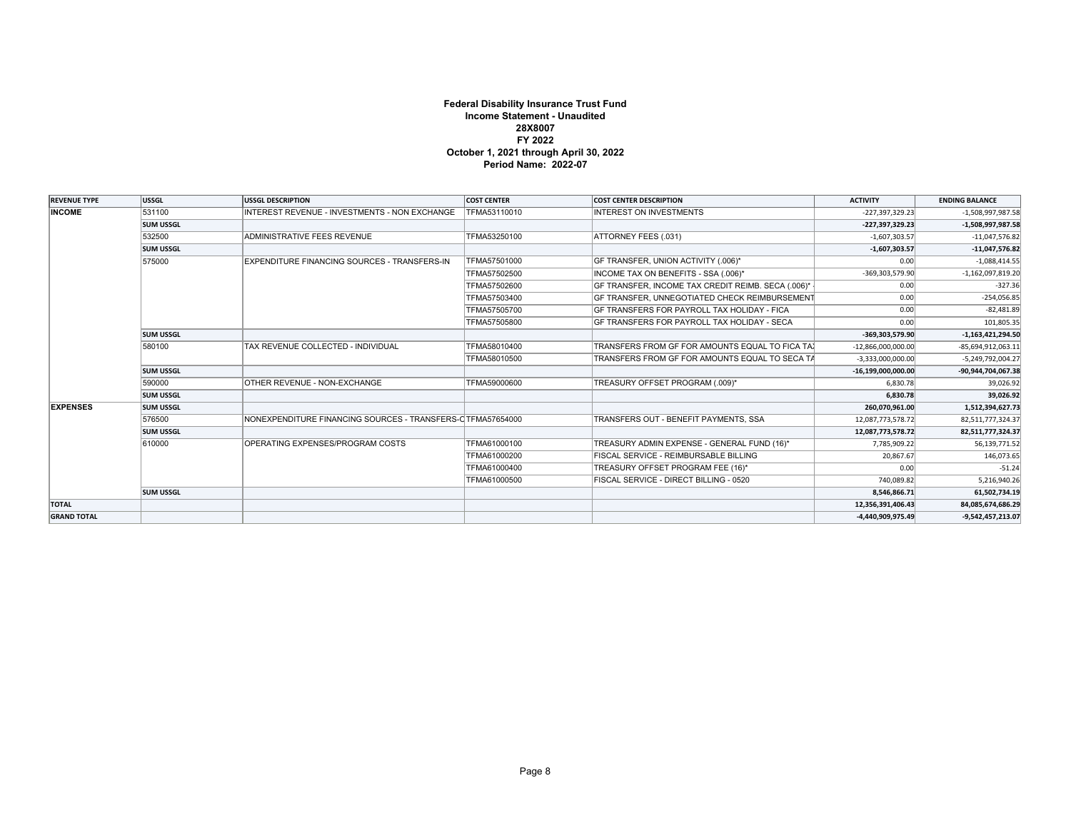**Federal Disability Insurance Trust Fund**
**Income Statement - Unaudited**
**28X8007**
**FY 2022**
**October 1, 2021 through April 30, 2022**
**Period Name: 2022-07**

| REVENUE TYPE | USSGL | USSGL DESCRIPTION | COST CENTER | COST CENTER DESCRIPTION | ACTIVITY | ENDING BALANCE |
|---|---|---|---|---|---|---|
| **INCOME** | 531100 | INTEREST REVENUE - INVESTMENTS - NON EXCHANGE | TFMA53110010 | INTEREST ON INVESTMENTS | -227,397,329.23 | -1,508,997,987.58 |
| | **SUM USSGL** | | | | **-227,397,329.23** | **-1,508,997,987.58** |
| | 532500 | ADMINISTRATIVE FEES REVENUE | TFMA53250100 | ATTORNEY FEES (.031) | -1,607,303.57 | -11,047,576.82 |
| | **SUM USSGL** | | | | **-1,607,303.57** | **-11,047,576.82** |
| | 575000 | EXPENDITURE FINANCING SOURCES - TRANSFERS-IN | TFMA57501000 | GF TRANSFER, UNION ACTIVITY (.006)* | 0.00 | -1,088,414.55 |
| | | | TFMA57502500 | INCOME TAX ON BENEFITS - SSA (.006)* | -369,303,579.90 | -1,162,097,819.20 |
| | | | TFMA57502600 | GF TRANSFER, INCOME TAX CREDIT REIMB. SECA (.006)* | 0.00 | -327.36 |
| | | | TFMA57503400 | GF TRANSFER, UNNEGOTIATED CHECK REIMBURSEMENT | 0.00 | -254,056.85 |
| | | | TFMA57505700 | GF TRANSFERS FOR PAYROLL TAX HOLIDAY - FICA | 0.00 | -82,481.89 |
| | | | TFMA57505800 | GF TRANSFERS FOR PAYROLL TAX HOLIDAY - SECA | 0.00 | 101,805.35 |
| | **SUM USSGL** | | | | **-369,303,579.90** | **-1,163,421,294.50** |
| | 580100 | TAX REVENUE COLLECTED - INDIVIDUAL | TFMA58010400 | TRANSFERS FROM GF FOR AMOUNTS EQUAL TO FICA TAX | -12,866,000,000.00 | -85,694,912,063.11 |
| | | | TFMA58010500 | TRANSFERS FROM GF FOR AMOUNTS EQUAL TO SECA TA | -3,333,000,000.00 | -5,249,792,004.27 |
| | **SUM USSGL** | | | | **-16,199,000,000.00** | **-90,944,704,067.38** |
| | 590000 | OTHER REVENUE - NON-EXCHANGE | TFMA59000600 | TREASURY OFFSET PROGRAM (.009)* | 6,830.78 | 39,026.92 |
| | **SUM USSGL** | | | | **6,830.78** | **39,026.92** |
| **EXPENSES** | **SUM USSGL** | | | | **260,070,961.00** | **1,512,394,627.73** |
| | 576500 | NONEXPENDITURE FINANCING SOURCES - TRANSFERS-O | TFMA57654000 | TRANSFERS OUT - BENEFIT PAYMENTS, SSA | 12,087,773,578.72 | 82,511,777,324.37 |
| | **SUM USSGL** | | | | **12,087,773,578.72** | **82,511,777,324.37** |
| | 610000 | OPERATING EXPENSES/PROGRAM COSTS | TFMA61000100 | TREASURY ADMIN EXPENSE - GENERAL FUND (16)* | 7,785,909.22 | 56,139,771.52 |
| | | | TFMA61000200 | FISCAL SERVICE - REIMBURSABLE BILLING | 20,867.67 | 146,073.65 |
| | | | TFMA61000400 | TREASURY OFFSET PROGRAM FEE (16)* | 0.00 | -51.24 |
| | | | TFMA61000500 | FISCAL SERVICE - DIRECT BILLING - 0520 | 740,089.82 | 5,216,940.26 |
| | **SUM USSGL** | | | | **8,546,866.71** | **61,502,734.19** |
| **TOTAL** | | | | | **12,356,391,406.43** | **84,085,674,686.29** |
| **GRAND TOTAL** | | | | | **-4,440,909,975.49** | **-9,542,457,213.07** |